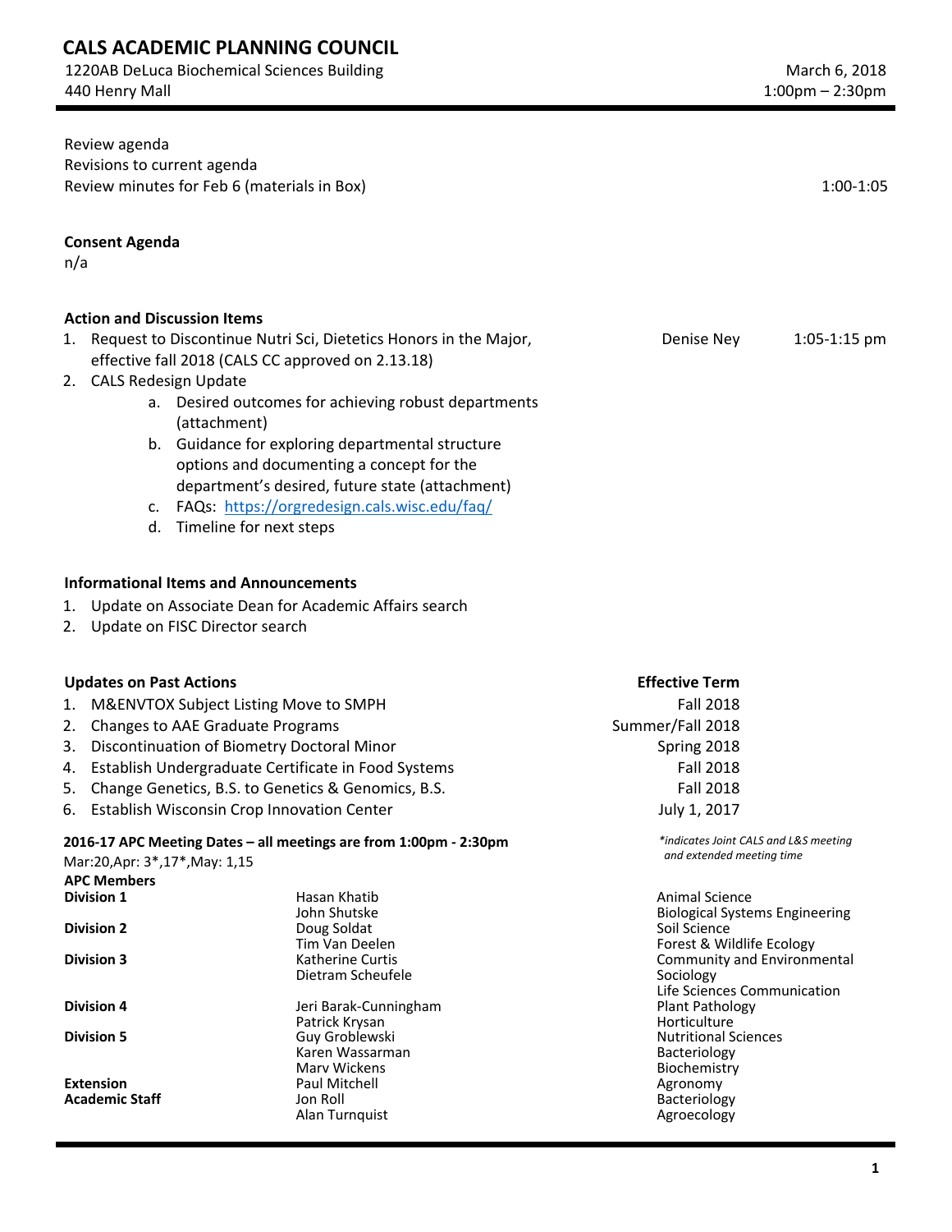# CALS ACADEMIC PLANNING COUNCIL

1220AB DeLuca Biochemical Sciences Building
440 Henry Mall

March 6, 2018
1:00pm – 2:30pm

Review agenda
Revisions to current agenda
Review minutes for Feb 6 (materials in Box) — 1:00-1:05

**Consent Agenda**

n/a

**Action and Discussion Items**

1. Request to Discontinue Nutri Sci, Dietetics Honors in the Major, effective fall 2018 (CALS CC approved on 2.13.18) — Denise Ney — 1:05-1:15 pm
2. CALS Redesign Update
   a. Desired outcomes for achieving robust departments (attachment)
   b. Guidance for exploring departmental structure options and documenting a concept for the department's desired, future state (attachment)
   c. FAQs: https://orgredesign.cals.wisc.edu/faq/
   d. Timeline for next steps

**Informational Items and Announcements**

1. Update on Associate Dean for Academic Affairs search
2. Update on FISC Director search

**Updates on Past Actions**

| Updates on Past Actions | Effective Term |
|---|---|
| 1. M&ENVTOX Subject Listing Move to SMPH | Fall 2018 |
| 2. Changes to AAE Graduate Programs | Summer/Fall 2018 |
| 3. Discontinuation of Biometry Doctoral Minor | Spring 2018 |
| 4. Establish Undergraduate Certificate in Food Systems | Fall 2018 |
| 5. Change Genetics, B.S. to Genetics & Genomics, B.S. | Fall 2018 |
| 6. Establish Wisconsin Crop Innovation Center | July 1, 2017 |

**2016-17 APC Meeting Dates – all meetings are from 1:00pm - 2:30pm**

Mar:20,Apr: 3*,17*,May: 1,15

*\*indicates Joint CALS and L&S meeting and extended meeting time*

**APC Members**

| | | |
|---|---|---|
| **Division 1** | Hasan Khatib | Animal Science |
| | John Shutske | Biological Systems Engineering |
| **Division 2** | Doug Soldat | Soil Science |
| | Tim Van Deelen | Forest & Wildlife Ecology |
| **Division 3** | Katherine Curtis | Community and Environmental Sociology |
| | Dietram Scheufele | Life Sciences Communication |
| **Division 4** | Jeri Barak-Cunningham | Plant Pathology |
| | Patrick Krysan | Horticulture |
| **Division 5** | Guy Groblewski | Nutritional Sciences |
| | Karen Wassarman | Bacteriology |
| | Marv Wickens | Biochemistry |
| **Extension** | Paul Mitchell | Agronomy |
| **Academic Staff** | Jon Roll | Bacteriology |
| | Alan Turnquist | Agroecology |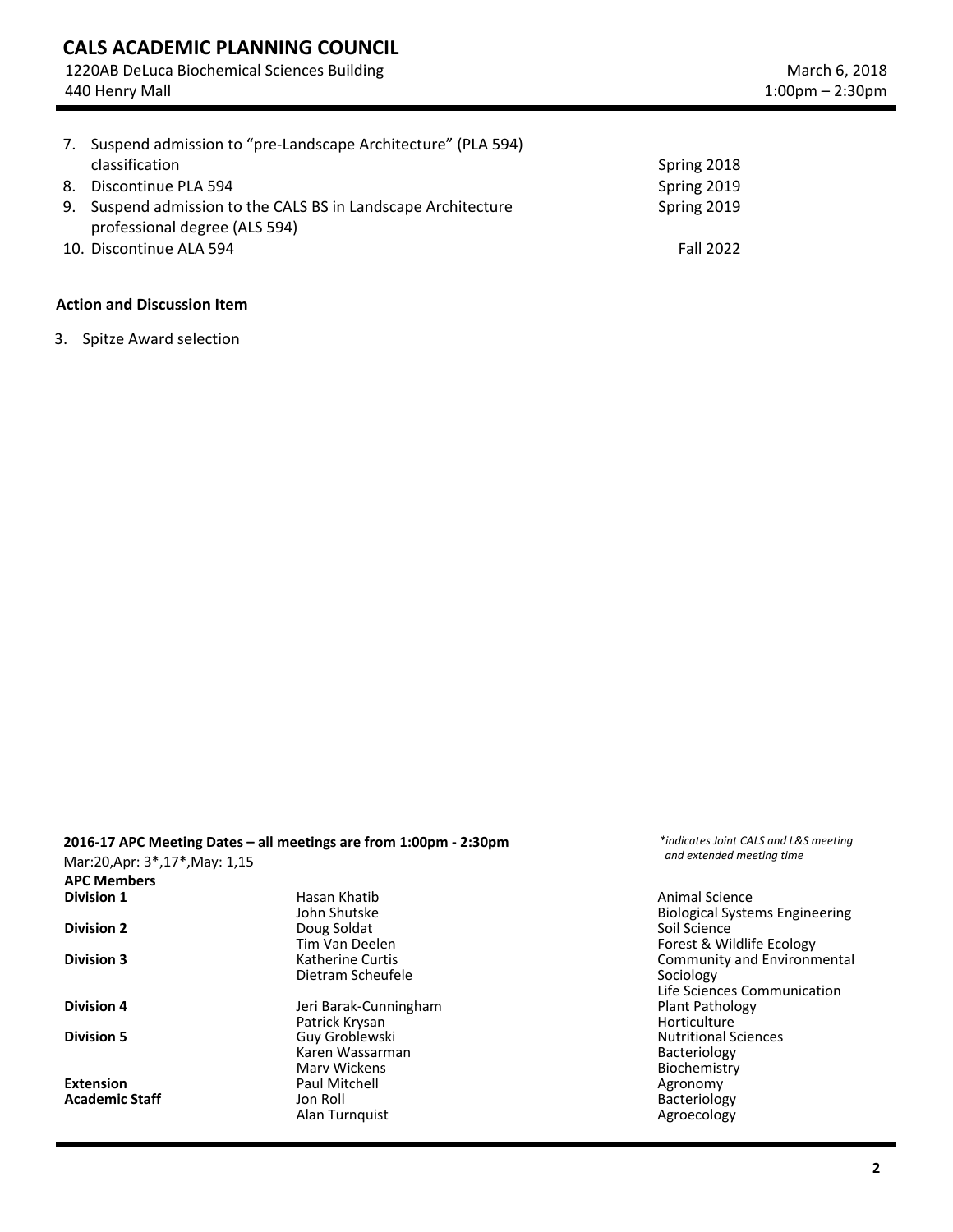7. Suspend admission to "pre-Landscape Architecture" (PLA 594) classification — Spring 2018
8. Discontinue PLA 594 — Spring 2019
9. Suspend admission to the CALS BS in Landscape Architecture professional degree (ALS 594) — Spring 2019
10. Discontinue ALA 594 — Fall 2022

### Action and Discussion Item

3. Spitze Award selection

**2016-17 APC Meeting Dates – all meetings are from 1:00pm - 2:30pm**

Mar:20,Apr: 3*,17*,May: 1,15

*\*indicates Joint CALS and L&S meeting and extended meeting time*

**APC Members**

| | | |
|---|---|---|
| **Division 1** | Hasan Khatib | Animal Science |
| | John Shutske | Biological Systems Engineering |
| **Division 2** | Doug Soldat | Soil Science |
| | Tim Van Deelen | Forest & Wildlife Ecology |
| **Division 3** | Katherine Curtis | Community and Environmental Sociology |
| | Dietram Scheufele | Life Sciences Communication |
| **Division 4** | Jeri Barak-Cunningham | Plant Pathology |
| | Patrick Krysan | Horticulture |
| **Division 5** | Guy Groblewski | Nutritional Sciences |
| | Karen Wassarman | Bacteriology |
| | Marv Wickens | Biochemistry |
| **Extension** | Paul Mitchell | Agronomy |
| **Academic Staff** | Jon Roll | Bacteriology |
| | Alan Turnquist | Agroecology |